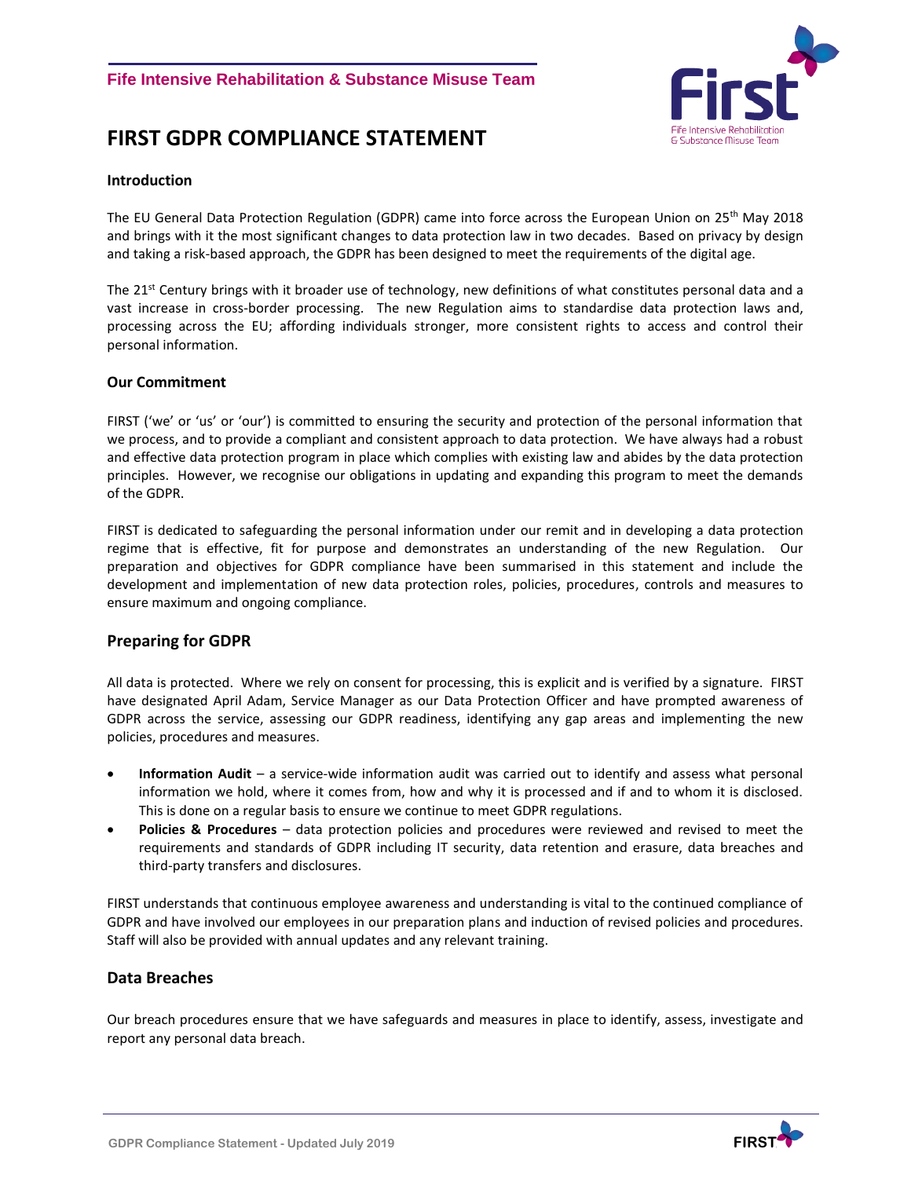Fife Intensive Rehabilitation & Substance Misuse Team

# FIRST GDPR COMPLIANCE STATEMENT

## Introduction

The EU General Data Protection Regulation (GDPR) came into force across the European Union on 25th May 2018 and brings with it the most significant changes to data protection law in two decades. Based on privacy by design and taking a risk-based approach, the GDPR has been designed to meet the requirements of the digital age.

The 21st Century brings with it broader use of technology, new definitions of what constitutes personal data and a vast increase in cross-border processing. The new Regulation aims to standardise data protection laws and, processing across the EU; affording individuals stronger, more consistent rights to access and control their personal information.

## Our Commitment

FIRST ('we' or 'us' or 'our') is committed to ensuring the security and protection of the personal information that we process, and to provide a compliant and consistent approach to data protection. We have always had a robust and effective data protection program in place which complies with existing law and abides by the data protection principles. However, we recognise our obligations in updating and expanding this program to meet the demands of the GDPR.

FIRST is dedicated to safeguarding the personal information under our remit and in developing a data protection regime that is effective, fit for purpose and demonstrates an understanding of the new Regulation. Our preparation and objectives for GDPR compliance have been summarised in this statement and include the development and implementation of new data protection roles, policies, procedures, controls and measures to ensure maximum and ongoing compliance.

## Preparing for GDPR

All data is protected. Where we rely on consent for processing, this is explicit and is verified by a signature. FIRST have designated April Adam, Service Manager as our Data Protection Officer and have prompted awareness of GDPR across the service, assessing our GDPR readiness, identifying any gap areas and implementing the new policies, procedures and measures.

- **Information Audit** – a service-wide information audit was carried out to identify and assess what personal information we hold, where it comes from, how and why it is processed and if and to whom it is disclosed. This is done on a regular basis to ensure we continue to meet GDPR regulations.
- **Policies & Procedures** – data protection policies and procedures were reviewed and revised to meet the requirements and standards of GDPR including IT security, data retention and erasure, data breaches and third-party transfers and disclosures.

FIRST understands that continuous employee awareness and understanding is vital to the continued compliance of GDPR and have involved our employees in our preparation plans and induction of revised policies and procedures. Staff will also be provided with annual updates and any relevant training.

## Data Breaches

Our breach procedures ensure that we have safeguards and measures in place to identify, assess, investigate and report any personal data breach.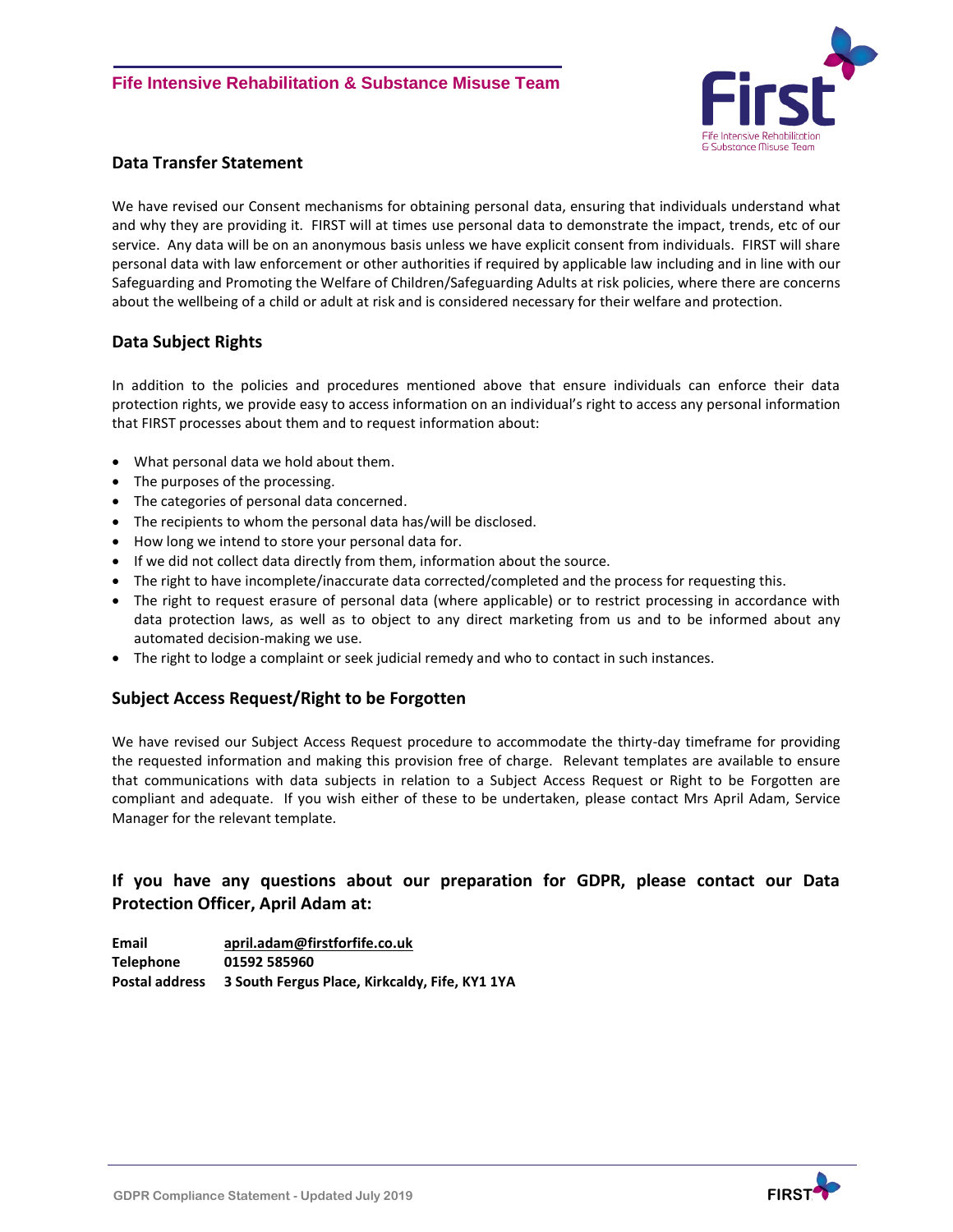## Data Transfer Statement

We have revised our Consent mechanisms for obtaining personal data, ensuring that individuals understand what and why they are providing it. FIRST will at times use personal data to demonstrate the impact, trends, etc of our service. Any data will be on an anonymous basis unless we have explicit consent from individuals. FIRST will share personal data with law enforcement or other authorities if required by applicable law including and in line with our Safeguarding and Promoting the Welfare of Children/Safeguarding Adults at risk policies, where there are concerns about the wellbeing of a child or adult at risk and is considered necessary for their welfare and protection.

## Data Subject Rights

In addition to the policies and procedures mentioned above that ensure individuals can enforce their data protection rights, we provide easy to access information on an individual's right to access any personal information that FIRST processes about them and to request information about:

- What personal data we hold about them.
- The purposes of the processing.
- The categories of personal data concerned.
- The recipients to whom the personal data has/will be disclosed.
- How long we intend to store your personal data for.
- If we did not collect data directly from them, information about the source.
- The right to have incomplete/inaccurate data corrected/completed and the process for requesting this.
- The right to request erasure of personal data (where applicable) or to restrict processing in accordance with data protection laws, as well as to object to any direct marketing from us and to be informed about any automated decision-making we use.
- The right to lodge a complaint or seek judicial remedy and who to contact in such instances.

## Subject Access Request/Right to be Forgotten

We have revised our Subject Access Request procedure to accommodate the thirty-day timeframe for providing the requested information and making this provision free of charge. Relevant templates are available to ensure that communications with data subjects in relation to a Subject Access Request or Right to be Forgotten are compliant and adequate. If you wish either of these to be undertaken, please contact Mrs April Adam, Service Manager for the relevant template.

### If you have any questions about our preparation for GDPR, please contact our Data Protection Officer, April Adam at:

**Email** april.adam@firstforfife.co.uk
**Telephone** 01592 585960
**Postal address** 3 South Fergus Place, Kirkcaldy, Fife, KY1 1YA